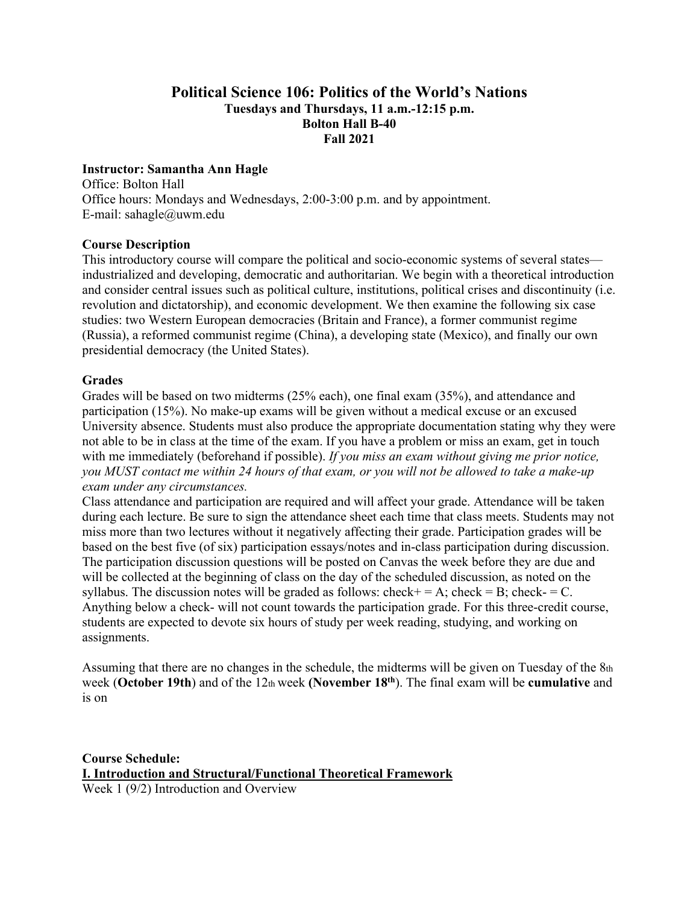# Political Science 106: Politics of the World's Nations

**Tuesdays and Thursdays, 11 a.m.-12:15 p.m.**
**Bolton Hall B-40**
**Fall 2021**

**Instructor: Samantha Ann Hagle**
Office: Bolton Hall
Office hours: Mondays and Wednesdays, 2:00-3:00 p.m. and by appointment.
E-mail: sahagle@uwm.edu

**Course Description**

This introductory course will compare the political and socio-economic systems of several states—industrialized and developing, democratic and authoritarian. We begin with a theoretical introduction and consider central issues such as political culture, institutions, political crises and discontinuity (i.e. revolution and dictatorship), and economic development. We then examine the following six case studies: two Western European democracies (Britain and France), a former communist regime (Russia), a reformed communist regime (China), a developing state (Mexico), and finally our own presidential democracy (the United States).

**Grades**

Grades will be based on two midterms (25% each), one final exam (35%), and attendance and participation (15%). No make-up exams will be given without a medical excuse or an excused University absence. Students must also produce the appropriate documentation stating why they were not able to be in class at the time of the exam. If you have a problem or miss an exam, get in touch with me immediately (beforehand if possible). *If you miss an exam without giving me prior notice, you MUST contact me within 24 hours of that exam, or you will not be allowed to take a make-up exam under any circumstances.*

Class attendance and participation are required and will affect your grade. Attendance will be taken during each lecture. Be sure to sign the attendance sheet each time that class meets. Students may not miss more than two lectures without it negatively affecting their grade. Participation grades will be based on the best five (of six) participation essays/notes and in-class participation during discussion. The participation discussion questions will be posted on Canvas the week before they are due and will be collected at the beginning of class on the day of the scheduled discussion, as noted on the syllabus. The discussion notes will be graded as follows: check+ = A; check = B; check- = C. Anything below a check- will not count towards the participation grade. For this three-credit course, students are expected to devote six hours of study per week reading, studying, and working on assignments.

Assuming that there are no changes in the schedule, the midterms will be given on Tuesday of the 8th week (**October 19th**) and of the 12th week **(November 18th)**. The final exam will be **cumulative** and is on

**Course Schedule:**

**I. Introduction and Structural/Functional Theoretical Framework**

Week 1 (9/2) Introduction and Overview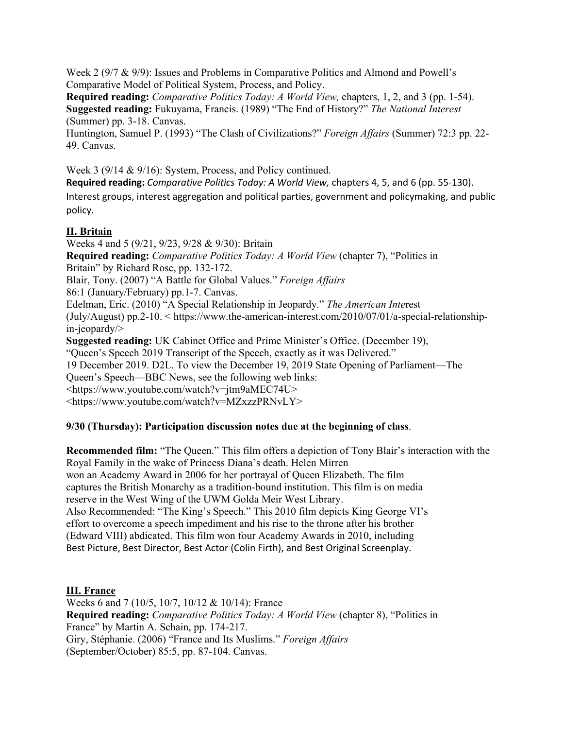Week 2 (9/7 & 9/9): Issues and Problems in Comparative Politics and Almond and Powell's Comparative Model of Political System, Process, and Policy.
**Required reading:** *Comparative Politics Today: A World View,* chapters, 1, 2, and 3 (pp. 1-54).
**Suggested reading:** Fukuyama, Francis. (1989) "The End of History?" *The National Interest* (Summer) pp. 3-18. Canvas.
Huntington, Samuel P. (1993) "The Clash of Civilizations?" *Foreign Affairs* (Summer) 72:3 pp. 22-49. Canvas.

Week 3 (9/14 & 9/16): System, Process, and Policy continued.
**Required reading:** *Comparative Politics Today: A World View,* chapters 4, 5, and 6 (pp. 55-130). Interest groups, interest aggregation and political parties, government and policymaking, and public policy.

## II. Britain

Weeks 4 and 5 (9/21, 9/23, 9/28 & 9/30): Britain
**Required reading:** *Comparative Politics Today: A World View* (chapter 7), "Politics in Britain" by Richard Rose, pp. 132-172.
Blair, Tony. (2007) "A Battle for Global Values." *Foreign Affairs* 86:1 (January/February) pp.1-7. Canvas.
Edelman, Eric. (2010) "A Special Relationship in Jeopardy." *The American Interest* (July/August) pp.2-10. < https://www.the-american-interest.com/2010/07/01/a-special-relationship-in-jeopardy/>
**Suggested reading:** UK Cabinet Office and Prime Minister's Office. (December 19), "Queen's Speech 2019 Transcript of the Speech, exactly as it was Delivered." 19 December 2019. D2L. To view the December 19, 2019 State Opening of Parliament—The Queen's Speech—BBC News, see the following web links:
<https://www.youtube.com/watch?v=jtm9aMEC74U>
<https://www.youtube.com/watch?v=MZxzzPRNvLY>

**9/30 (Thursday): Participation discussion notes due at the beginning of class**.

**Recommended film:** "The Queen." This film offers a depiction of Tony Blair's interaction with the Royal Family in the wake of Princess Diana's death. Helen Mirren won an Academy Award in 2006 for her portrayal of Queen Elizabeth. The film captures the British Monarchy as a tradition-bound institution. This film is on media reserve in the West Wing of the UWM Golda Meir West Library.
Also Recommended: "The King's Speech." This 2010 film depicts King George VI's effort to overcome a speech impediment and his rise to the throne after his brother (Edward VIII) abdicated. This film won four Academy Awards in 2010, including Best Picture, Best Director, Best Actor (Colin Firth), and Best Original Screenplay.

## III. France

Weeks 6 and 7 (10/5, 10/7, 10/12 & 10/14): France
**Required reading:** *Comparative Politics Today: A World View* (chapter 8), "Politics in France" by Martin A. Schain, pp. 174-217.
Giry, Stéphanie. (2006) "France and Its Muslims." *Foreign Affairs* (September/October) 85:5, pp. 87-104. Canvas.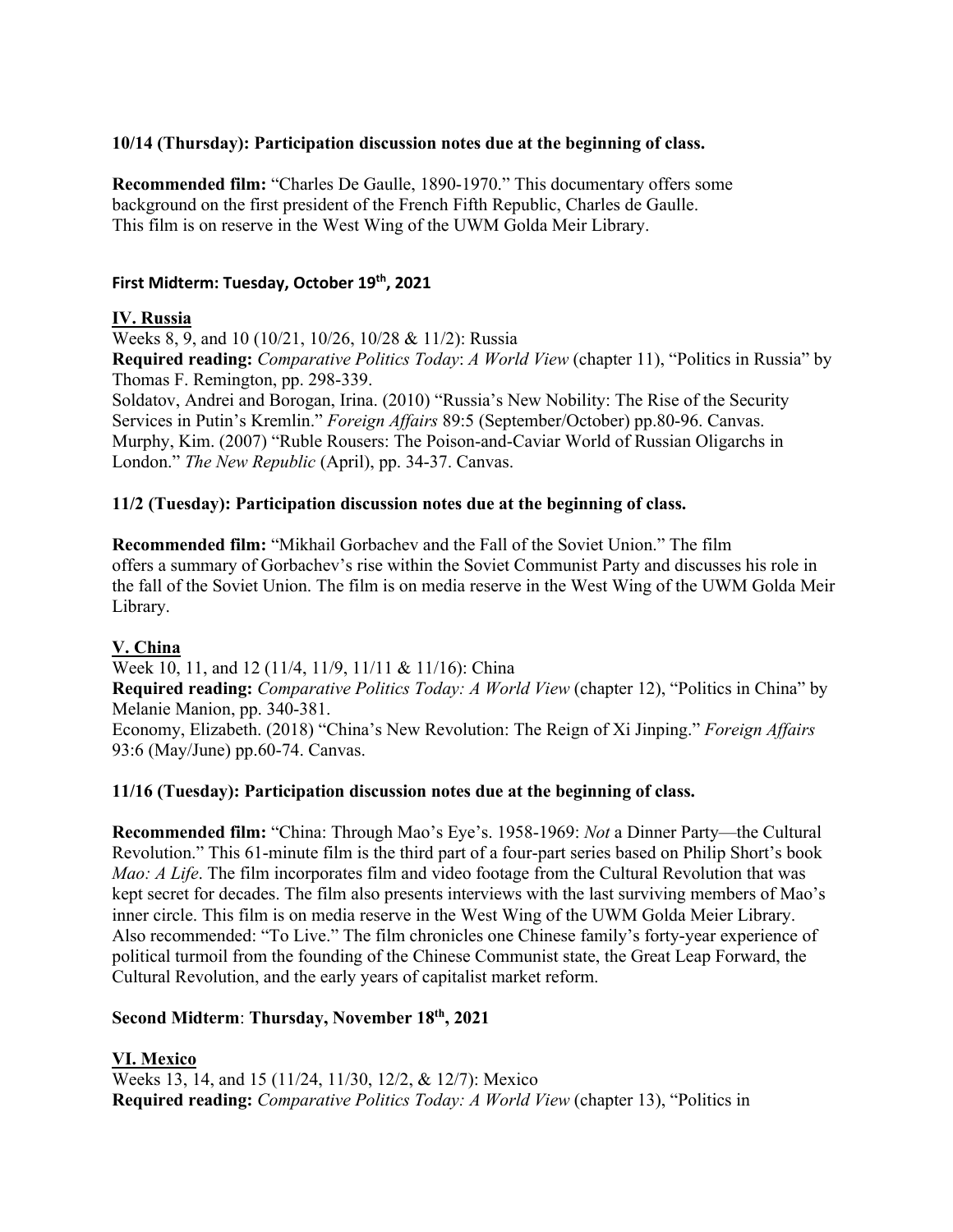**10/14 (Thursday): Participation discussion notes due at the beginning of class.**

**Recommended film:** "Charles De Gaulle, 1890-1970." This documentary offers some background on the first president of the French Fifth Republic, Charles de Gaulle. This film is on reserve in the West Wing of the UWM Golda Meir Library.

**First Midterm: Tuesday, October 19th, 2021**

## IV. Russia

Weeks 8, 9, and 10 (10/21, 10/26, 10/28 & 11/2): Russia

**Required reading:** *Comparative Politics Today*: *A World View* (chapter 11), "Politics in Russia" by Thomas F. Remington, pp. 298-339.

Soldatov, Andrei and Borogan, Irina. (2010) "Russia's New Nobility: The Rise of the Security Services in Putin's Kremlin." *Foreign Affairs* 89:5 (September/October) pp.80-96. Canvas.

Murphy, Kim. (2007) "Ruble Rousers: The Poison-and-Caviar World of Russian Oligarchs in London." *The New Republic* (April), pp. 34-37. Canvas.

**11/2 (Tuesday): Participation discussion notes due at the beginning of class.**

**Recommended film:** "Mikhail Gorbachev and the Fall of the Soviet Union." The film offers a summary of Gorbachev's rise within the Soviet Communist Party and discusses his role in the fall of the Soviet Union. The film is on media reserve in the West Wing of the UWM Golda Meir Library.

## V. China

Week 10, 11, and 12 (11/4, 11/9, 11/11 & 11/16): China

**Required reading:** *Comparative Politics Today: A World View* (chapter 12), "Politics in China" by Melanie Manion, pp. 340-381.

Economy, Elizabeth. (2018) "China's New Revolution: The Reign of Xi Jinping." *Foreign Affairs* 93:6 (May/June) pp.60-74. Canvas.

**11/16 (Tuesday): Participation discussion notes due at the beginning of class.**

**Recommended film:** "China: Through Mao's Eye's. 1958-1969: *Not* a Dinner Party—the Cultural Revolution." This 61-minute film is the third part of a four-part series based on Philip Short's book *Mao: A Life*. The film incorporates film and video footage from the Cultural Revolution that was kept secret for decades. The film also presents interviews with the last surviving members of Mao's inner circle. This film is on media reserve in the West Wing of the UWM Golda Meier Library. Also recommended: "To Live." The film chronicles one Chinese family's forty-year experience of political turmoil from the founding of the Chinese Communist state, the Great Leap Forward, the Cultural Revolution, and the early years of capitalist market reform.

**Second Midterm: Thursday, November 18th, 2021**

## VI. Mexico

Weeks 13, 14, and 15 (11/24, 11/30, 12/2, & 12/7): Mexico

**Required reading:** *Comparative Politics Today: A World View* (chapter 13), "Politics in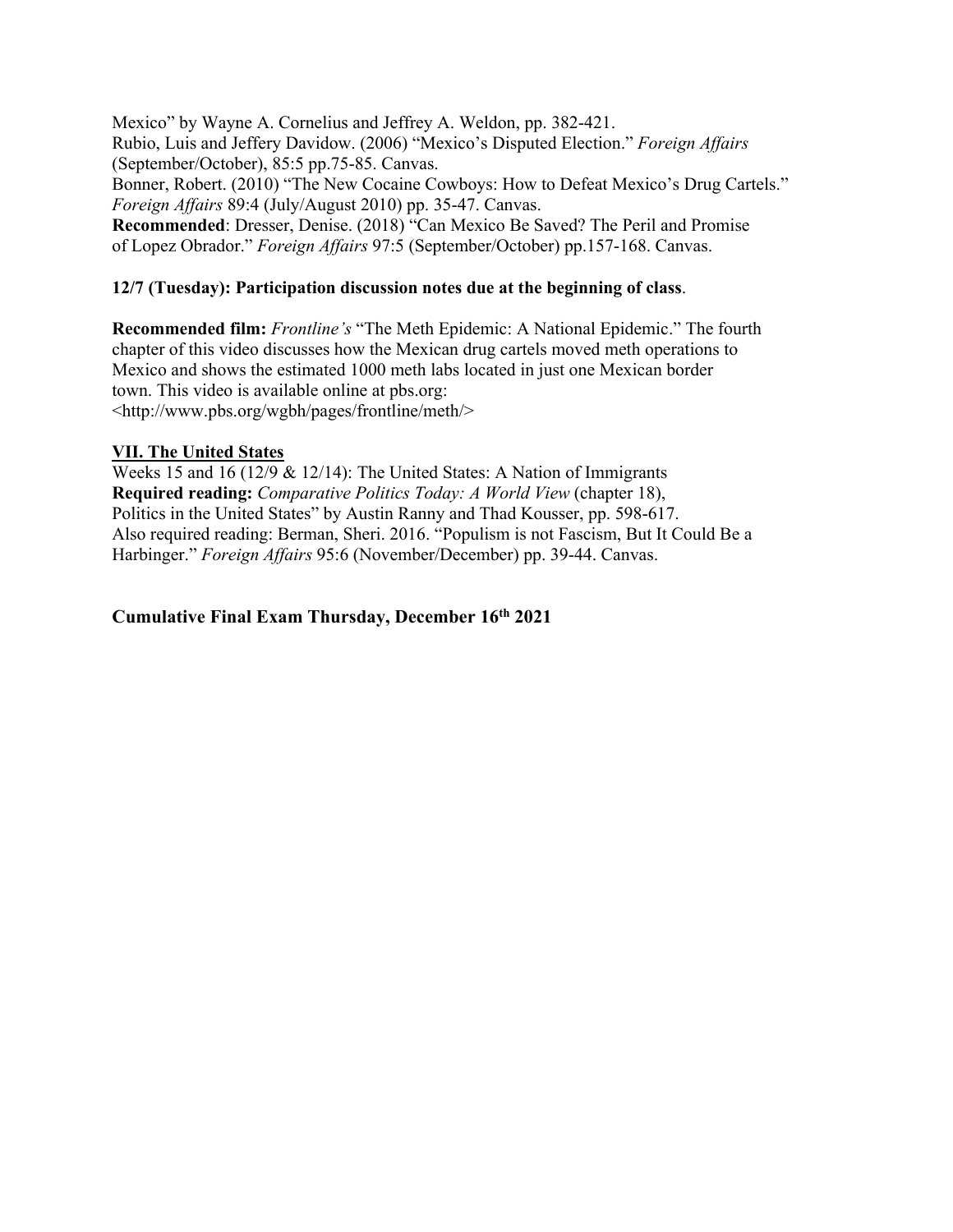Mexico" by Wayne A. Cornelius and Jeffrey A. Weldon, pp. 382-421.
Rubio, Luis and Jeffery Davidow. (2006) "Mexico's Disputed Election." *Foreign Affairs* (September/October), 85:5 pp.75-85. Canvas.
Bonner, Robert. (2010) "The New Cocaine Cowboys: How to Defeat Mexico's Drug Cartels." *Foreign Affairs* 89:4 (July/August 2010) pp. 35-47. Canvas.
**Recommended**: Dresser, Denise. (2018) "Can Mexico Be Saved? The Peril and Promise of Lopez Obrador." *Foreign Affairs* 97:5 (September/October) pp.157-168. Canvas.

**12/7 (Tuesday): Participation discussion notes due at the beginning of class**.

**Recommended film:** *Frontline's* "The Meth Epidemic: A National Epidemic." The fourth chapter of this video discusses how the Mexican drug cartels moved meth operations to Mexico and shows the estimated 1000 meth labs located in just one Mexican border town. This video is available online at pbs.org: <http://www.pbs.org/wgbh/pages/frontline/meth/>

## VII. The United States

Weeks 15 and 16 (12/9 & 12/14): The United States: A Nation of Immigrants
**Required reading:** *Comparative Politics Today: A World View* (chapter 18), Politics in the United States" by Austin Ranny and Thad Kousser, pp. 598-617.
Also required reading: Berman, Sheri. 2016. "Populism is not Fascism, But It Could Be a Harbinger." *Foreign Affairs* 95:6 (November/December) pp. 39-44. Canvas.

**Cumulative Final Exam Thursday, December 16th 2021**